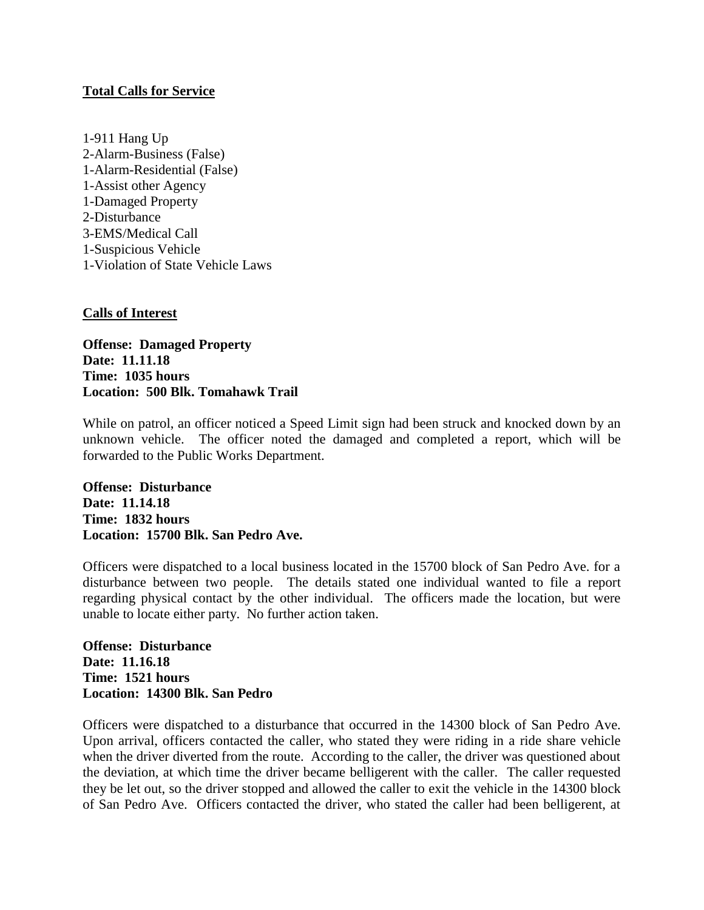**Total Calls for Service**

1-911 Hang Up
2-Alarm-Business (False)
1-Alarm-Residential (False)
1-Assist other Agency
1-Damaged Property
2-Disturbance
3-EMS/Medical Call
1-Suspicious Vehicle
1-Violation of State Vehicle Laws

**Calls of Interest**

**Offense: Damaged Property**
**Date: 11.11.18**
**Time: 1035 hours**
**Location: 500 Blk. Tomahawk Trail**

While on patrol, an officer noticed a Speed Limit sign had been struck and knocked down by an unknown vehicle. The officer noted the damaged and completed a report, which will be forwarded to the Public Works Department.

**Offense: Disturbance**
**Date: 11.14.18**
**Time: 1832 hours**
**Location: 15700 Blk. San Pedro Ave.**

Officers were dispatched to a local business located in the 15700 block of San Pedro Ave. for a disturbance between two people. The details stated one individual wanted to file a report regarding physical contact by the other individual. The officers made the location, but were unable to locate either party. No further action taken.

**Offense: Disturbance**
**Date: 11.16.18**
**Time: 1521 hours**
**Location: 14300 Blk. San Pedro**

Officers were dispatched to a disturbance that occurred in the 14300 block of San Pedro Ave. Upon arrival, officers contacted the caller, who stated they were riding in a ride share vehicle when the driver diverted from the route. According to the caller, the driver was questioned about the deviation, at which time the driver became belligerent with the caller. The caller requested they be let out, so the driver stopped and allowed the caller to exit the vehicle in the 14300 block of San Pedro Ave. Officers contacted the driver, who stated the caller had been belligerent, at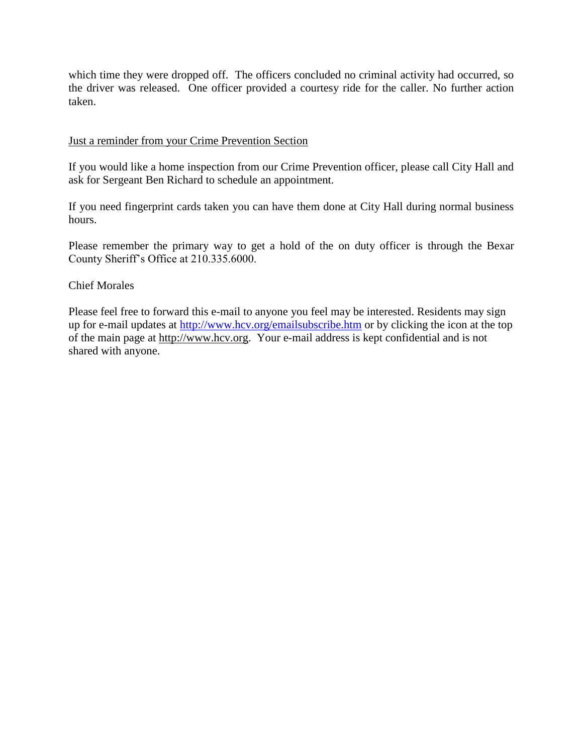which time they were dropped off. The officers concluded no criminal activity had occurred, so the driver was released. One officer provided a courtesy ride for the caller. No further action taken.

Just a reminder from your Crime Prevention Section

If you would like a home inspection from our Crime Prevention officer, please call City Hall and ask for Sergeant Ben Richard to schedule an appointment.

If you need fingerprint cards taken you can have them done at City Hall during normal business hours.

Please remember the primary way to get a hold of the on duty officer is through the Bexar County Sheriff's Office at 210.335.6000.

Chief Morales

Please feel free to forward this e-mail to anyone you feel may be interested. Residents may sign up for e-mail updates at [http://www.hcv.org/emailsubscribe.htm](http://www.hcv.org/emailsubscribe.htm) or by clicking the icon at the top of the main page at [http://www.hcv.org](http://www.hcv.org). Your e-mail address is kept confidential and is not shared with anyone.